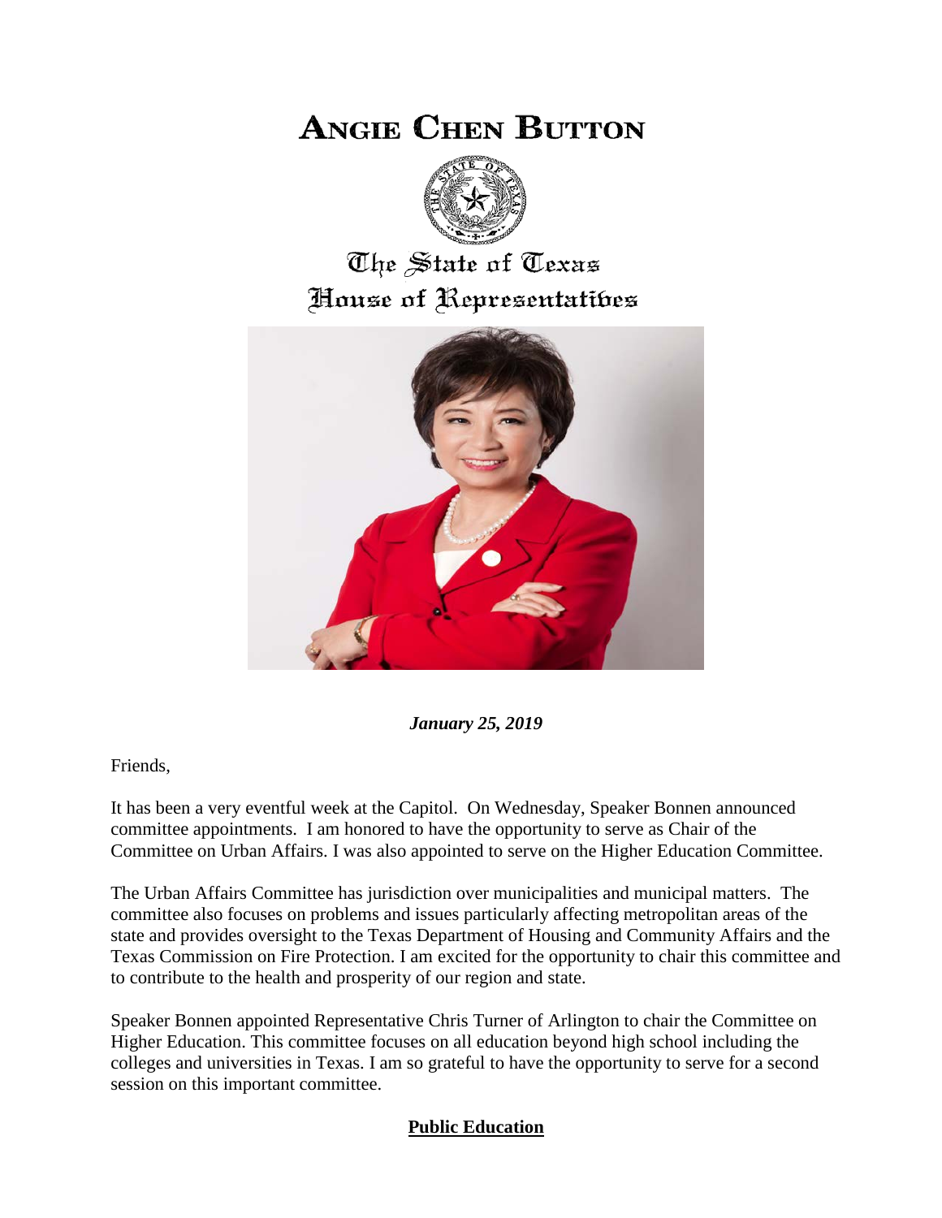# Angie Chen Button

The State of Texas
House of Representatives

***January 25, 2019***

Friends,

It has been a very eventful week at the Capitol. On Wednesday, Speaker Bonnen announced committee appointments. I am honored to have the opportunity to serve as Chair of the Committee on Urban Affairs. I was also appointed to serve on the Higher Education Committee.

The Urban Affairs Committee has jurisdiction over municipalities and municipal matters. The committee also focuses on problems and issues particularly affecting metropolitan areas of the state and provides oversight to the Texas Department of Housing and Community Affairs and the Texas Commission on Fire Protection. I am excited for the opportunity to chair this committee and to contribute to the health and prosperity of our region and state.

Speaker Bonnen appointed Representative Chris Turner of Arlington to chair the Committee on Higher Education. This committee focuses on all education beyond high school including the colleges and universities in Texas. I am so grateful to have the opportunity to serve for a second session on this important committee.

## **Public Education**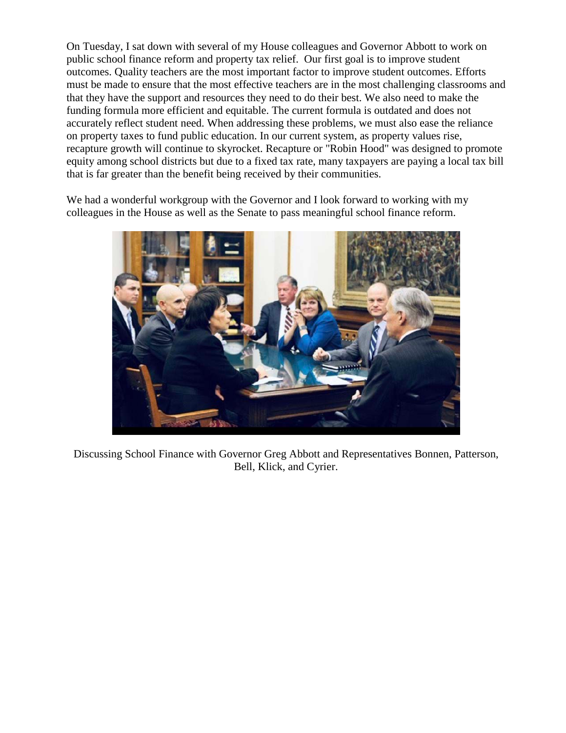On Tuesday, I sat down with several of my House colleagues and Governor Abbott to work on public school finance reform and property tax relief. Our first goal is to improve student outcomes. Quality teachers are the most important factor to improve student outcomes. Efforts must be made to ensure that the most effective teachers are in the most challenging classrooms and that they have the support and resources they need to do their best. We also need to make the funding formula more efficient and equitable. The current formula is outdated and does not accurately reflect student need. When addressing these problems, we must also ease the reliance on property taxes to fund public education. In our current system, as property values rise, recapture growth will continue to skyrocket. Recapture or "Robin Hood" was designed to promote equity among school districts but due to a fixed tax rate, many taxpayers are paying a local tax bill that is far greater than the benefit being received by their communities.

We had a wonderful workgroup with the Governor and I look forward to working with my colleagues in the House as well as the Senate to pass meaningful school finance reform.

Discussing School Finance with Governor Greg Abbott and Representatives Bonnen, Patterson, Bell, Klick, and Cyrier.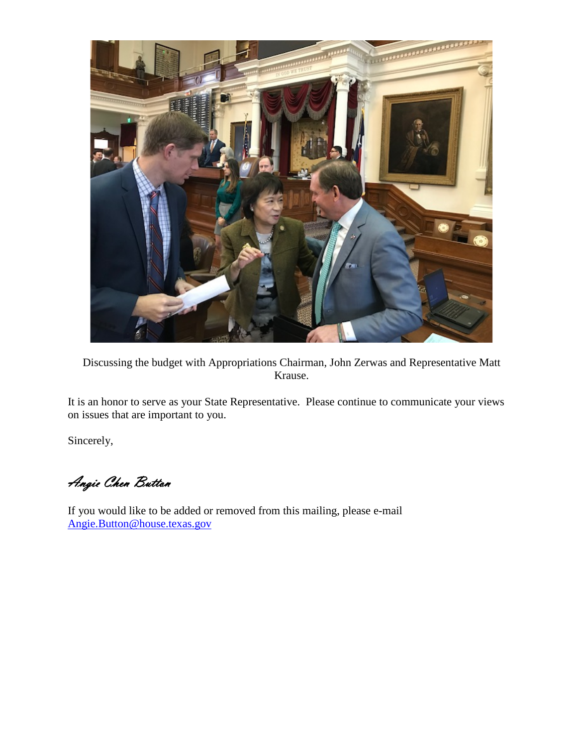Discussing the budget with Appropriations Chairman, John Zerwas and Representative Matt Krause.

It is an honor to serve as your State Representative. Please continue to communicate your views on issues that are important to you.

Sincerely,

*Angie Chen Button*

If you would like to be added or removed from this mailing, please e-mail [Angie.Button@house.texas.gov](mailto:Angie.Button@house.texas.gov)